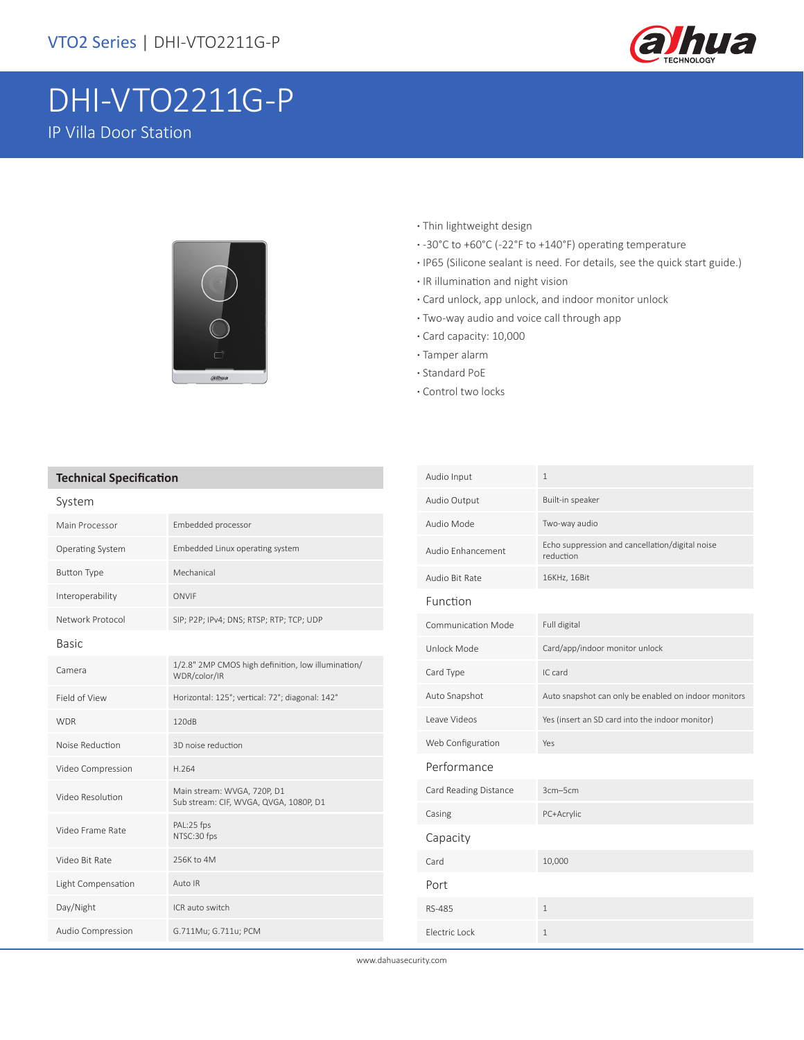VTO2 Series | DHI-VTO2211G-P

# DHI-VTO2211G-P

IP Villa Door Station

- Thin lightweight design
- -30°C to +60°C (-22°F to +140°F) operating temperature
- IP65 (Silicone sealant is need. For details, see the quick start guide.)
- IR illumination and night vision
- Card unlock, app unlock, and indoor monitor unlock
- Two-way audio and voice call through app
- Card capacity: 10,000
- Tamper alarm
- Standard PoE
- Control two locks

## Technical Specification

### System

| | |
|---|---|
| Main Processor | Embedded processor |
| Operating System | Embedded Linux operating system |
| Button Type | Mechanical |
| Interoperability | ONVIF |
| Network Protocol | SIP; P2P; IPv4; DNS; RTSP; RTP; TCP; UDP |

### Basic

| | |
|---|---|
| Camera | 1/2.8" 2MP CMOS high definition, low illumination/ WDR/color/IR |
| Field of View | Horizontal: 125°; vertical: 72°; diagonal: 142° |
| WDR | 120dB |
| Noise Reduction | 3D noise reduction |
| Video Compression | H.264 |
| Video Resolution | Main stream: WVGA, 720P, D1<br>Sub stream: CIF, WVGA, QVGA, 1080P, D1 |
| Video Frame Rate | PAL:25 fps<br>NTSC:30 fps |
| Video Bit Rate | 256K to 4M |
| Light Compensation | Auto IR |
| Day/Night | ICR auto switch |
| Audio Compression | G.711Mu; G.711u; PCM |
| Audio Input | 1 |
| Audio Output | Built-in speaker |
| Audio Mode | Two-way audio |
| Audio Enhancement | Echo suppression and cancellation/digital noise reduction |
| Audio Bit Rate | 16KHz, 16Bit |

### Function

| | |
|---|---|
| Communication Mode | Full digital |
| Unlock Mode | Card/app/indoor monitor unlock |
| Card Type | IC card |
| Auto Snapshot | Auto snapshot can only be enabled on indoor monitors |
| Leave Videos | Yes (insert an SD card into the indoor monitor) |
| Web Configuration | Yes |

### Performance

| | |
|---|---|
| Card Reading Distance | 3cm–5cm |
| Casing | PC+Acrylic |

### Capacity

| | |
|---|---|
| Card | 10,000 |

### Port

| | |
|---|---|
| RS-485 | 1 |
| Electric Lock | 1 |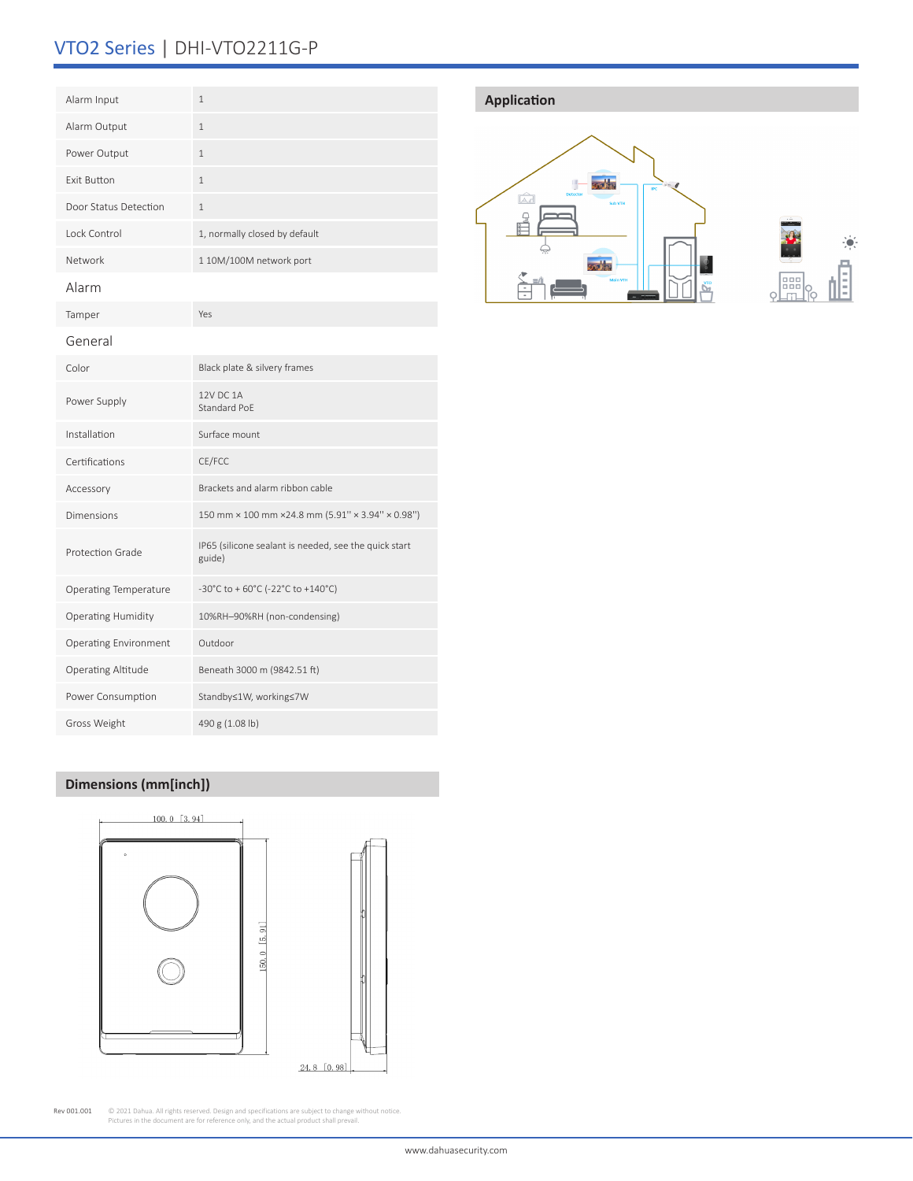| | |
|---|---|
| Alarm Input | 1 |
| Alarm Output | 1 |
| Power Output | 1 |
| Exit Button | 1 |
| Door Status Detection | 1 |
| Lock Control | 1, normally closed by default |
| Network | 1 10M/100M network port |

## Alarm

| | |
|---|---|
| Tamper | Yes |

## General

| | |
|---|---|
| Color | Black plate & silvery frames |
| Power Supply | 12V DC 1A<br>Standard PoE |
| Installation | Surface mount |
| Certifications | CE/FCC |
| Accessory | Brackets and alarm ribbon cable |
| Dimensions | 150 mm × 100 mm ×24.8 mm (5.91" × 3.94" × 0.98") |
| Protection Grade | IP65 (silicone sealant is needed, see the quick start guide) |
| Operating Temperature | -30°C to + 60°C (-22°C to +140°C) |
| Operating Humidity | 10%RH–90%RH (non-condensing) |
| Operating Environment | Outdoor |
| Operating Altitude | Beneath 3000 m (9842.51 ft) |
| Power Consumption | Standby≤1W, working≤7W |
| Gross Weight | 490 g (1.08 lb) |

## Application

## Dimensions (mm[inch])

100.0 [3.94]

150.0 [5.91]

24.8 [0.98]

Rev 001.001

© 2021 Dahua. All rights reserved. Design and specifications are subject to change without notice.
Pictures in the document are for reference only, and the actual product shall prevail.

www.dahuasecurity.com